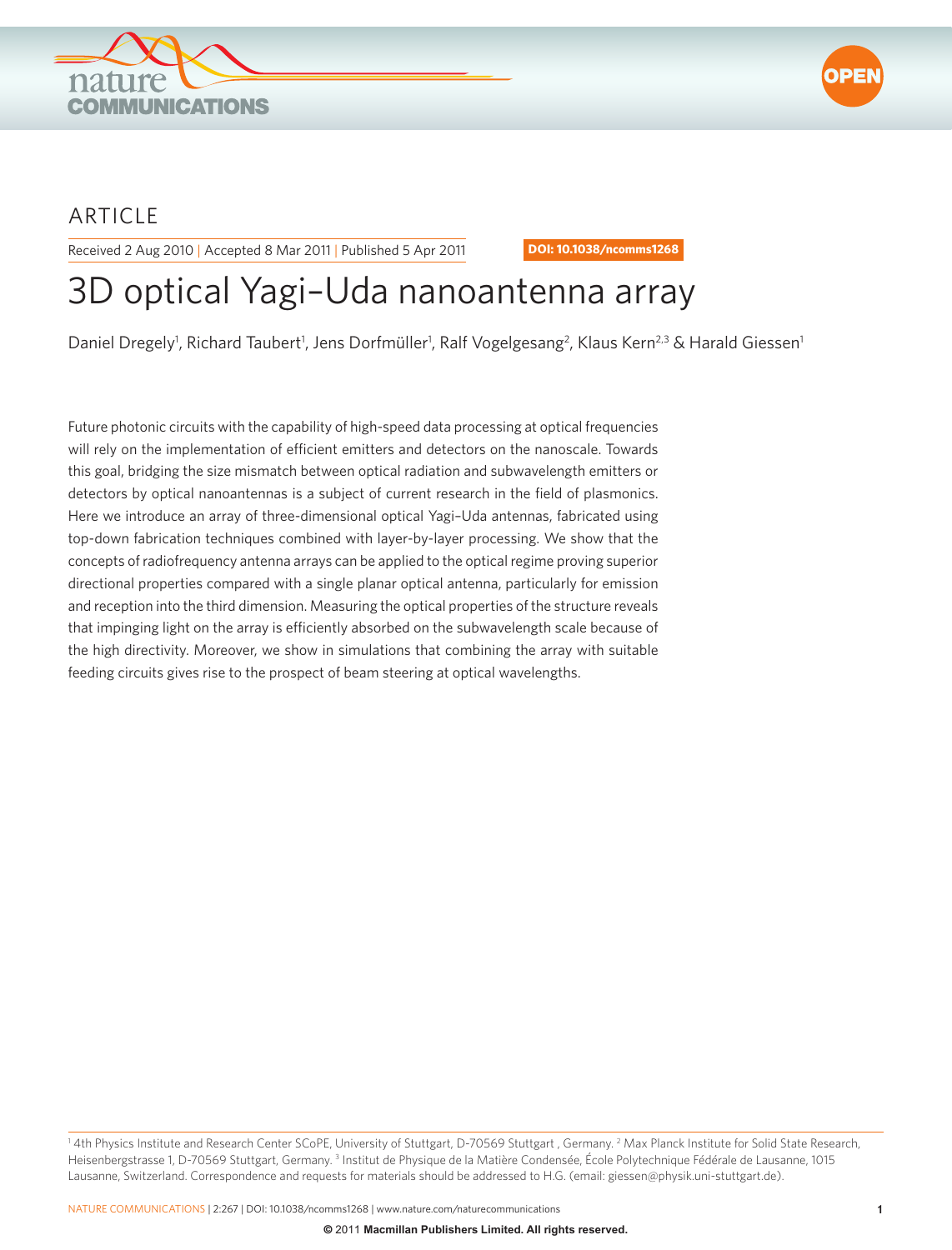ARTICLE

Received 2 Aug 2010 | Accepted 8 Mar 2011 | Published 5 Apr 2011

DOI: 10.1038/ncomms1268

# 3D optical Yagi–Uda nanoantenna array

Daniel Dregely[1], Richard Taubert[1], Jens Dorfmüller[1], Ralf Vogelgesang[2], Klaus Kern[2,3] & Harald Giessen[1]

Future photonic circuits with the capability of high-speed data processing at optical frequencies will rely on the implementation of efficient emitters and detectors on the nanoscale. Towards this goal, bridging the size mismatch between optical radiation and subwavelength emitters or detectors by optical nanoantennas is a subject of current research in the field of plasmonics. Here we introduce an array of three-dimensional optical Yagi–Uda antennas, fabricated using top-down fabrication techniques combined with layer-by-layer processing. We show that the concepts of radiofrequency antenna arrays can be applied to the optical regime proving superior directional properties compared with a single planar optical antenna, particularly for emission and reception into the third dimension. Measuring the optical properties of the structure reveals that impinging light on the array is efficiently absorbed on the subwavelength scale because of the high directivity. Moreover, we show in simulations that combining the array with suitable feeding circuits gives rise to the prospect of beam steering at optical wavelengths.

[1] 4th Physics Institute and Research Center SCoPE, University of Stuttgart, D-70569 Stuttgart , Germany. [2] Max Planck Institute for Solid State Research, Heisenbergstrasse 1, D-70569 Stuttgart, Germany. [3] Institut de Physique de la Matière Condensée, École Polytechnique Fédérale de Lausanne, 1015 Lausanne, Switzerland. Correspondence and requests for materials should be addressed to H.G. (email: giessen@physik.uni-stuttgart.de).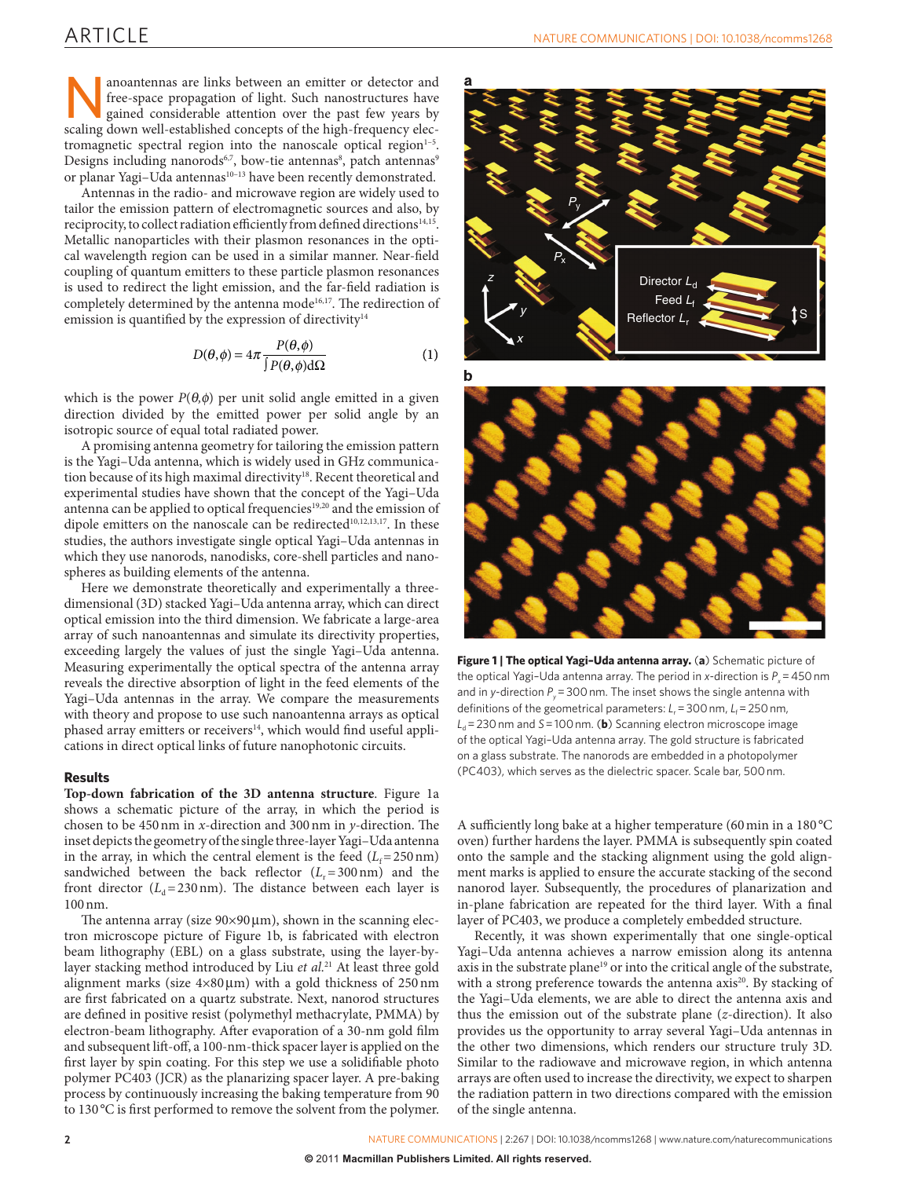Nanoantennas are links between an emitter or detector and free-space propagation of light. Such nanostructures have gained considerable attention over the past few years by scaling down well-established concepts of the high-frequency electromagnetic spectral region into the nanoscale optical region[1–5]. Designs including nanorods[6,7], bow-tie antennas[8], patch antennas[9] or planar Yagi–Uda antennas[10–13] have been recently demonstrated.

Antennas in the radio- and microwave region are widely used to tailor the emission pattern of electromagnetic sources and also, by reciprocity, to collect radiation efficiently from defined directions[14,15]. Metallic nanoparticles with their plasmon resonances in the optical wavelength region can be used in a similar manner. Near-field coupling of quantum emitters to these particle plasmon resonances is used to redirect the light emission, and the far-field radiation is completely determined by the antenna mode[16,17]. The redirection of emission is quantified by the expression of directivity[14]

$$D(\theta,\phi) = 4\pi \frac{P(\theta,\phi)}{\int P(\theta,\phi)\mathrm{d}\Omega} \quad (1)$$

which is the power $P(\theta,\phi)$ per unit solid angle emitted in a given direction divided by the emitted power per solid angle by an isotropic source of equal total radiated power.

A promising antenna geometry for tailoring the emission pattern is the Yagi–Uda antenna, which is widely used in GHz communication because of its high maximal directivity[18]. Recent theoretical and experimental studies have shown that the concept of the Yagi–Uda antenna can be applied to optical frequencies[19,20] and the emission of dipole emitters on the nanoscale can be redirected[10,12,13,17]. In these studies, the authors investigate single optical Yagi–Uda antennas in which they use nanorods, nanodisks, core-shell particles and nanospheres as building elements of the antenna.

Here we demonstrate theoretically and experimentally a three-dimensional (3D) stacked Yagi–Uda antenna array, which can direct optical emission into the third dimension. We fabricate a large-area array of such nanoantennas and simulate its directivity properties, exceeding largely the values of just the single Yagi–Uda antenna. Measuring experimentally the optical spectra of the antenna array reveals the directive absorption of light in the feed elements of the Yagi–Uda antennas in the array. We compare the measurements with theory and propose to use such nanoantenna arrays as optical phased array emitters or receivers[14], which would find useful applications in direct optical links of future nanophotonic circuits.

## Results

**Top-down fabrication of the 3D antenna structure**. Figure 1a shows a schematic picture of the array, in which the period is chosen to be 450 nm in $x$-direction and 300 nm in $y$-direction. The inset depicts the geometry of the single three-layer Yagi–Uda antenna in the array, in which the central element is the feed ($L_f = 250$ nm) sandwiched between the back reflector ($L_r = 300$ nm) and the front director ($L_d = 230$ nm). The distance between each layer is 100 nm.

The antenna array (size 90×90 μm), shown in the scanning electron microscope picture of Figure 1b, is fabricated with electron beam lithography (EBL) on a glass substrate, using the layer-by-layer stacking method introduced by Liu *et al.*[21] At least three gold alignment marks (size 4×80 μm) with a gold thickness of 250 nm are first fabricated on a quartz substrate. Next, nanorod structures are defined in positive resist (polymethyl methacrylate, PMMA) by electron-beam lithography. After evaporation of a 30-nm gold film and subsequent lift-off, a 100-nm-thick spacer layer is applied on the first layer by spin coating. For this step we use a solidifiable photo polymer PC403 (JCR) as the planarizing spacer layer. A pre-baking process by continuously increasing the baking temperature from 90 to 130 °C is first performed to remove the solvent from the polymer. A sufficiently long bake at a higher temperature (60 min in a 180 °C oven) further hardens the layer. PMMA is subsequently spin coated onto the sample and the stacking alignment using the gold alignment marks is applied to ensure the accurate stacking of the second nanorod layer. Subsequently, the procedures of planarization and in-plane fabrication are repeated for the third layer. With a final layer of PC403, we produce a completely embedded structure.

**Figure 1 | The optical Yagi–Uda antenna array.** (**a**) Schematic picture of the optical Yagi–Uda antenna array. The period in $x$-direction is $P_x = 450$ nm and in $y$-direction $P_y = 300$ nm. The inset shows the single antenna with definitions of the geometrical parameters: $L_r = 300$ nm, $L_f = 250$ nm, $L_d = 230$ nm and $S = 100$ nm. (**b**) Scanning electron microscope image of the optical Yagi–Uda antenna array. The gold structure is fabricated on a glass substrate. The nanorods are embedded in a photopolymer (PC403), which serves as the dielectric spacer. Scale bar, 500 nm.

Recently, it was shown experimentally that one single-optical Yagi–Uda antenna achieves a narrow emission along its antenna axis in the substrate plane[19] or into the critical angle of the substrate, with a strong preference towards the antenna axis[20]. By stacking of the Yagi–Uda elements, we are able to direct the antenna axis and thus the emission out of the substrate plane ($z$-direction). It also provides us the opportunity to array several Yagi–Uda antennas in the other two dimensions, which renders our structure truly 3D. Similar to the radiowave and microwave region, in which antenna arrays are often used to increase the directivity, we expect to sharpen the radiation pattern in two directions compared with the emission of the single antenna.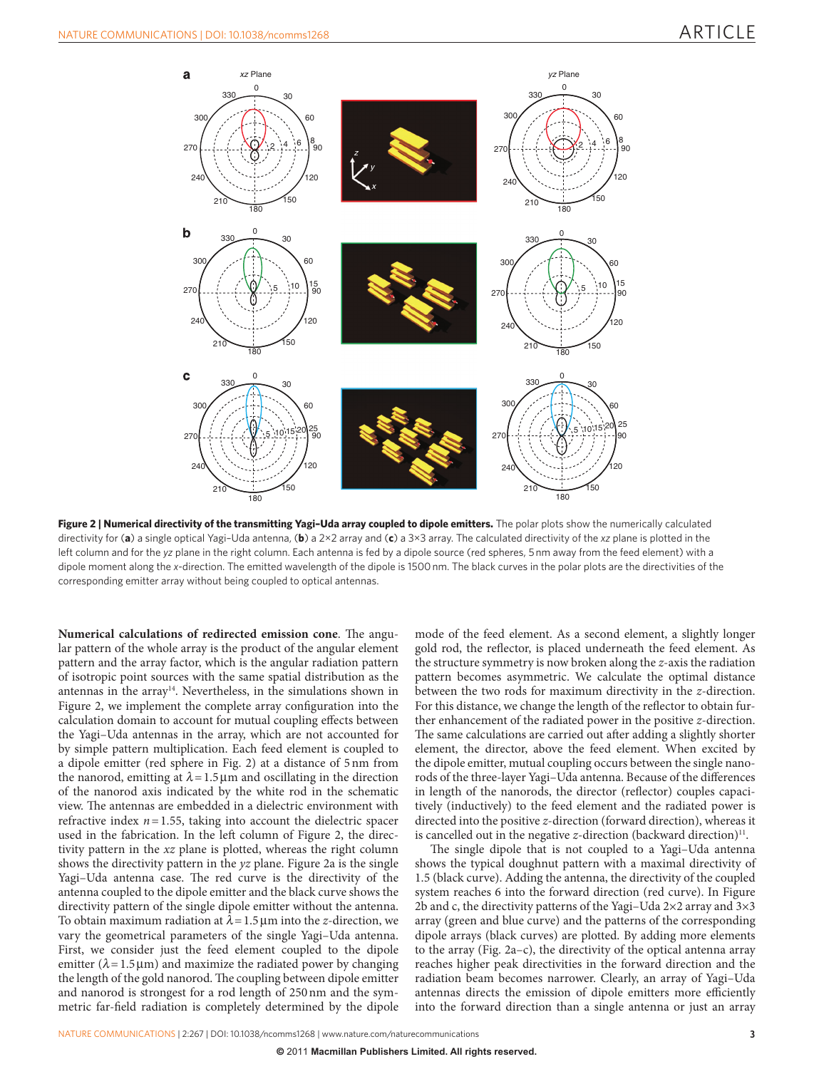**Figure 2 | Numerical directivity of the transmitting Yagi–Uda array coupled to dipole emitters.** The polar plots show the numerically calculated directivity for (**a**) a single optical Yagi–Uda antenna, (**b**) a 2×2 array and (**c**) a 3×3 array. The calculated directivity of the *xz* plane is plotted in the left column and for the *yz* plane in the right column. Each antenna is fed by a dipole source (red spheres, 5 nm away from the feed element) with a dipole moment along the *x*-direction. The emitted wavelength of the dipole is 1500 nm. The black curves in the polar plots are the directivities of the corresponding emitter array without being coupled to optical antennas.

**Numerical calculations of redirected emission cone**. The angular pattern of the whole array is the product of the angular element pattern and the array factor, which is the angular radiation pattern of isotropic point sources with the same spatial distribution as the antennas in the array[14]. Nevertheless, in the simulations shown in Figure 2, we implement the complete array configuration into the calculation domain to account for mutual coupling effects between the Yagi–Uda antennas in the array, which are not accounted for by simple pattern multiplication. Each feed element is coupled to a dipole emitter (red sphere in Fig. 2) at a distance of 5 nm from the nanorod, emitting at $\lambda = 1.5\,\mu$m and oscillating in the direction of the nanorod axis indicated by the white rod in the schematic view. The antennas are embedded in a dielectric environment with refractive index $n = 1.55$, taking into account the dielectric spacer used in the fabrication. In the left column of Figure 2, the directivity pattern in the *xz* plane is plotted, whereas the right column shows the directivity pattern in the *yz* plane. Figure 2a is the single Yagi–Uda antenna case. The red curve is the directivity of the antenna coupled to the dipole emitter and the black curve shows the directivity pattern of the single dipole emitter without the antenna. To obtain maximum radiation at $\lambda = 1.5\,\mu$m into the *z*-direction, we vary the geometrical parameters of the single Yagi–Uda antenna. First, we consider just the feed element coupled to the dipole emitter ($\lambda = 1.5\,\mu$m) and maximize the radiated power by changing the length of the gold nanorod. The coupling between dipole emitter and nanorod is strongest for a rod length of 250 nm and the symmetric far-field radiation is completely determined by the dipole mode of the feed element. As a second element, a slightly longer gold rod, the reflector, is placed underneath the feed element. As the structure symmetry is now broken along the *z*-axis the radiation pattern becomes asymmetric. We calculate the optimal distance between the two rods for maximum directivity in the *z*-direction. For this distance, we change the length of the reflector to obtain further enhancement of the radiated power in the positive *z*-direction. The same calculations are carried out after adding a slightly shorter element, the director, above the feed element. When excited by the dipole emitter, mutual coupling occurs between the single nanorods of the three-layer Yagi–Uda antenna. Because of the differences in length of the nanorods, the director (reflector) couples capacitively (inductively) to the feed element and the radiated power is directed into the positive *z*-direction (forward direction), whereas it is cancelled out in the negative *z*-direction (backward direction)[11].

The single dipole that is not coupled to a Yagi–Uda antenna shows the typical doughnut pattern with a maximal directivity of 1.5 (black curve). Adding the antenna, the directivity of the coupled system reaches 6 into the forward direction (red curve). In Figure 2b and c, the directivity patterns of the Yagi–Uda 2×2 and 3×3 array (green and blue curve) and the patterns of the corresponding dipole arrays (black curves) are plotted. By adding more elements to the array (Fig. 2a–c), the directivity of the optical antenna array reaches higher peak directivities in the forward direction and the radiation beam becomes narrower. Clearly, an array of Yagi–Uda antennas directs the emission of dipole emitters more efficiently into the forward direction than a single antenna or just an array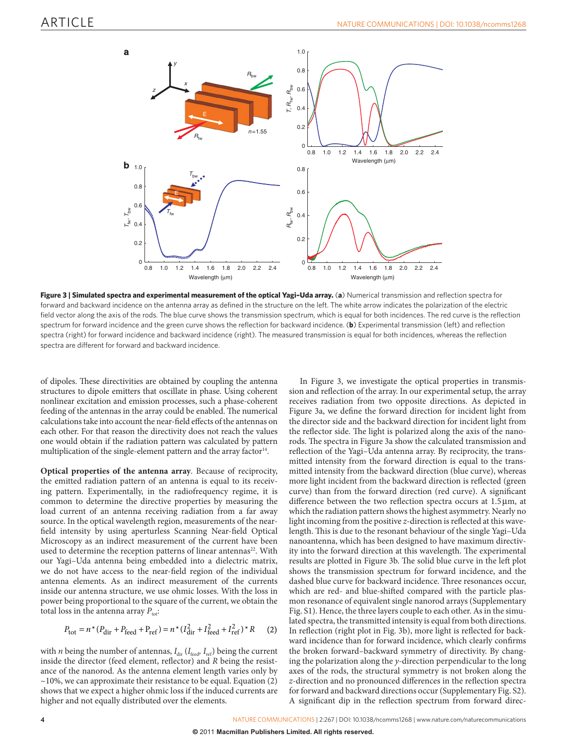**Figure 3 | Simulated spectra and experimental measurement of the optical Yagi–Uda array.** (**a**) Numerical transmission and reflection spectra for forward and backward incidence on the antenna array as defined in the structure on the left. The white arrow indicates the polarization of the electric field vector along the axis of the rods. The blue curve shows the transmission spectrum, which is equal for both incidences. The red curve is the reflection spectrum for forward incidence and the green curve shows the reflection for backward incidence. (**b**) Experimental transmission (left) and reflection spectra (right) for forward incidence and backward incidence (right). The measured transmission is equal for both incidences, whereas the reflection spectra are different for forward and backward incidence.

of dipoles. These directivities are obtained by coupling the antenna structures to dipole emitters that oscillate in phase. Using coherent nonlinear excitation and emission processes, such a phase-coherent feeding of the antennas in the array could be enabled. The numerical calculations take into account the near-field effects of the antennas on each other. For that reason the directivity does not reach the values one would obtain if the radiation pattern was calculated by pattern multiplication of the single-element pattern and the array factor[14].

**Optical properties of the antenna array**. Because of reciprocity, the emitted radiation pattern of an antenna is equal to its receiving pattern. Experimentally, in the radiofrequency regime, it is common to determine the directive properties by measuring the load current of an antenna receiving radiation from a far away source. In the optical wavelength region, measurements of the near-field intensity by using aperturless Scanning Near-field Optical Microscopy as an indirect measurement of the current have been used to determine the reception patterns of linear antennas[22]. With our Yagi–Uda antenna being embedded into a dielectric matrix, we do not have access to the near-field region of the individual antenna elements. As an indirect measurement of the currents inside our antenna structure, we use ohmic losses. With the loss in power being proportional to the square of the current, we obtain the total loss in the antenna array $P_{tot}$:

$$P_{tot} = n * (P_{dir} + P_{feed} + P_{ref}) = n * (I_{dir}^2 + I_{feed}^2 + I_{ref}^2) * R \quad (2)$$

with $n$ being the number of antennas, $I_{dir}$ ($I_{feed}$, $I_{ref}$) being the current inside the director (feed element, reflector) and $R$ being the resistance of the nanorod. As the antenna element length varies only by ~10%, we can approximate their resistance to be equal. Equation (2) shows that we expect a higher ohmic loss if the induced currents are higher and not equally distributed over the elements.

In Figure 3, we investigate the optical properties in transmission and reflection of the array. In our experimental setup, the array receives radiation from two opposite directions. As depicted in Figure 3a, we define the forward direction for incident light from the director side and the backward direction for incident light from the reflector side. The light is polarized along the axis of the nanorods. The spectra in Figure 3a show the calculated transmission and reflection of the Yagi–Uda antenna array. By reciprocity, the transmitted intensity from the forward direction is equal to the transmitted intensity from the backward direction (blue curve), whereas more light incident from the backward direction is reflected (green curve) than from the forward direction (red curve). A significant difference between the two reflection spectra occurs at 1.5 µm, at which the radiation pattern shows the highest asymmetry. Nearly no light incoming from the positive $z$-direction is reflected at this wavelength. This is due to the resonant behaviour of the single Yagi–Uda nanoantenna, which has been designed to have maximum directivity into the forward direction at this wavelength. The experimental results are plotted in Figure 3b. The solid blue curve in the left plot shows the transmission spectrum for forward incidence, and the dashed blue curve for backward incidence. Three resonances occur, which are red- and blue-shifted compared with the particle plasmon resonance of equivalent single nanorod arrays (Supplementary Fig. S1). Hence, the three layers couple to each other. As in the simulated spectra, the transmitted intensity is equal from both directions. In reflection (right plot in Fig. 3b), more light is reflected for backward incidence than for forward incidence, which clearly confirms the broken forward–backward symmetry of directivity. By changing the polarization along the $y$-direction perpendicular to the long axes of the rods, the structural symmetry is not broken along the $z$-direction and no pronounced differences in the reflection spectra for forward and backward directions occur (Supplementary Fig. S2). A significant dip in the reflection spectrum from forward direc-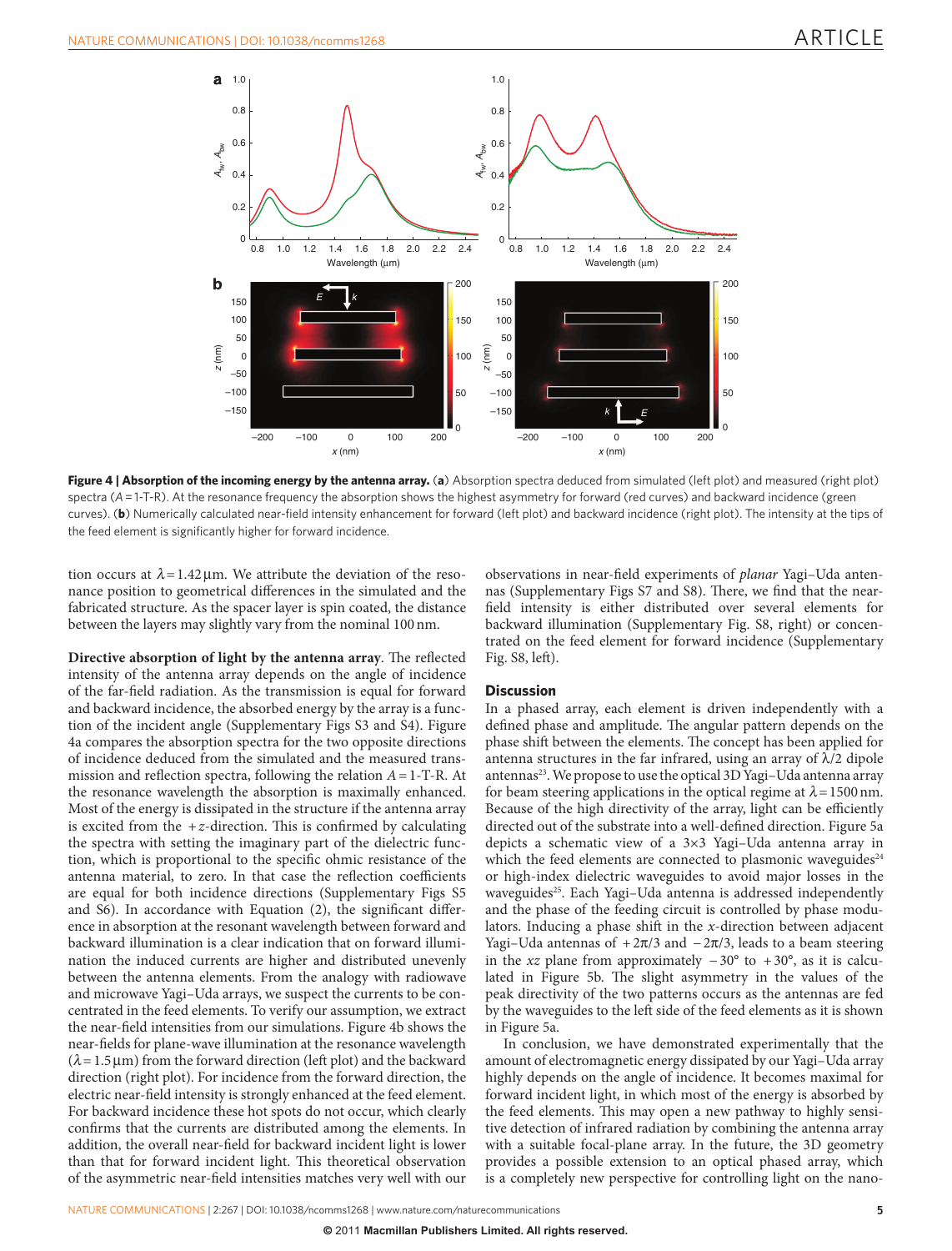**Figure 4 | Absorption of the incoming energy by the antenna array.** (**a**) Absorption spectra deduced from simulated (left plot) and measured (right plot) spectra ($A = 1$-T-R). At the resonance frequency the absorption shows the highest asymmetry for forward (red curves) and backward incidence (green curves). (**b**) Numerically calculated near-field intensity enhancement for forward (left plot) and backward incidence (right plot). The intensity at the tips of the feed element is significantly higher for forward incidence.

tion occurs at $\lambda = 1.42\,\mu$m. We attribute the deviation of the resonance position to geometrical differences in the simulated and the fabricated structure. As the spacer layer is spin coated, the distance between the layers may slightly vary from the nominal 100 nm.

**Directive absorption of light by the antenna array**. The reflected intensity of the antenna array depends on the angle of incidence of the far-field radiation. As the transmission is equal for forward and backward incidence, the absorbed energy by the array is a function of the incident angle (Supplementary Figs S3 and S4). Figure 4a compares the absorption spectra for the two opposite directions of incidence deduced from the simulated and the measured transmission and reflection spectra, following the relation $A = 1$-T-R. At the resonance wavelength the absorption is maximally enhanced. Most of the energy is dissipated in the structure if the antenna array is excited from the $+z$-direction. This is confirmed by calculating the spectra with setting the imaginary part of the dielectric function, which is proportional to the specific ohmic resistance of the antenna material, to zero. In that case the reflection coefficients are equal for both incidence directions (Supplementary Figs S5 and S6). In accordance with Equation (2), the significant difference in absorption at the resonant wavelength between forward and backward illumination is a clear indication that on forward illumination the induced currents are higher and distributed unevenly between the antenna elements. From the analogy with radiowave and microwave Yagi–Uda arrays, we suspect the currents to be concentrated in the feed elements. To verify our assumption, we extract the near-field intensities from our simulations. Figure 4b shows the near-fields for plane-wave illumination at the resonance wavelength ($\lambda = 1.5\,\mu$m) from the forward direction (left plot) and the backward direction (right plot). For incidence from the forward direction, the electric near-field intensity is strongly enhanced at the feed element. For backward incidence these hot spots do not occur, which clearly confirms that the currents are distributed among the elements. In addition, the overall near-field for backward incident light is lower than that for forward incident light. This theoretical observation of the asymmetric near-field intensities matches very well with our observations in near-field experiments of *planar* Yagi–Uda antennas (Supplementary Figs S7 and S8). There, we find that the near-field intensity is either distributed over several elements for backward illumination (Supplementary Fig. S8, right) or concentrated on the feed element for forward incidence (Supplementary Fig. S8, left).

## Discussion

In a phased array, each element is driven independently with a defined phase and amplitude. The angular pattern depends on the phase shift between the elements. The concept has been applied for antenna structures in the far infrared, using an array of $\lambda/2$ dipole antennas[23]. We propose to use the optical 3D Yagi–Uda antenna array for beam steering applications in the optical regime at $\lambda = 1500$ nm. Because of the high directivity of the array, light can be efficiently directed out of the substrate into a well-defined direction. Figure 5a depicts a schematic view of a 3×3 Yagi–Uda antenna array in which the feed elements are connected to plasmonic waveguides[24] or high-index dielectric waveguides to avoid major losses in the waveguides[25]. Each Yagi–Uda antenna is addressed independently and the phase of the feeding circuit is controlled by phase modulators. Inducing a phase shift in the $x$-direction between adjacent Yagi–Uda antennas of $+2\pi/3$ and $-2\pi/3$, leads to a beam steering in the $xz$ plane from approximately $-30°$ to $+30°$, as it is calculated in Figure 5b. The slight asymmetry in the values of the peak directivity of the two patterns occurs as the antennas are fed by the waveguides to the left side of the feed elements as it is shown in Figure 5a.

In conclusion, we have demonstrated experimentally that the amount of electromagnetic energy dissipated by our Yagi–Uda array highly depends on the angle of incidence. It becomes maximal for forward incident light, in which most of the energy is absorbed by the feed elements. This may open a new pathway to highly sensitive detection of infrared radiation by combining the antenna array with a suitable focal-plane array. In the future, the 3D geometry provides a possible extension to an optical phased array, which is a completely new perspective for controlling light on the nano-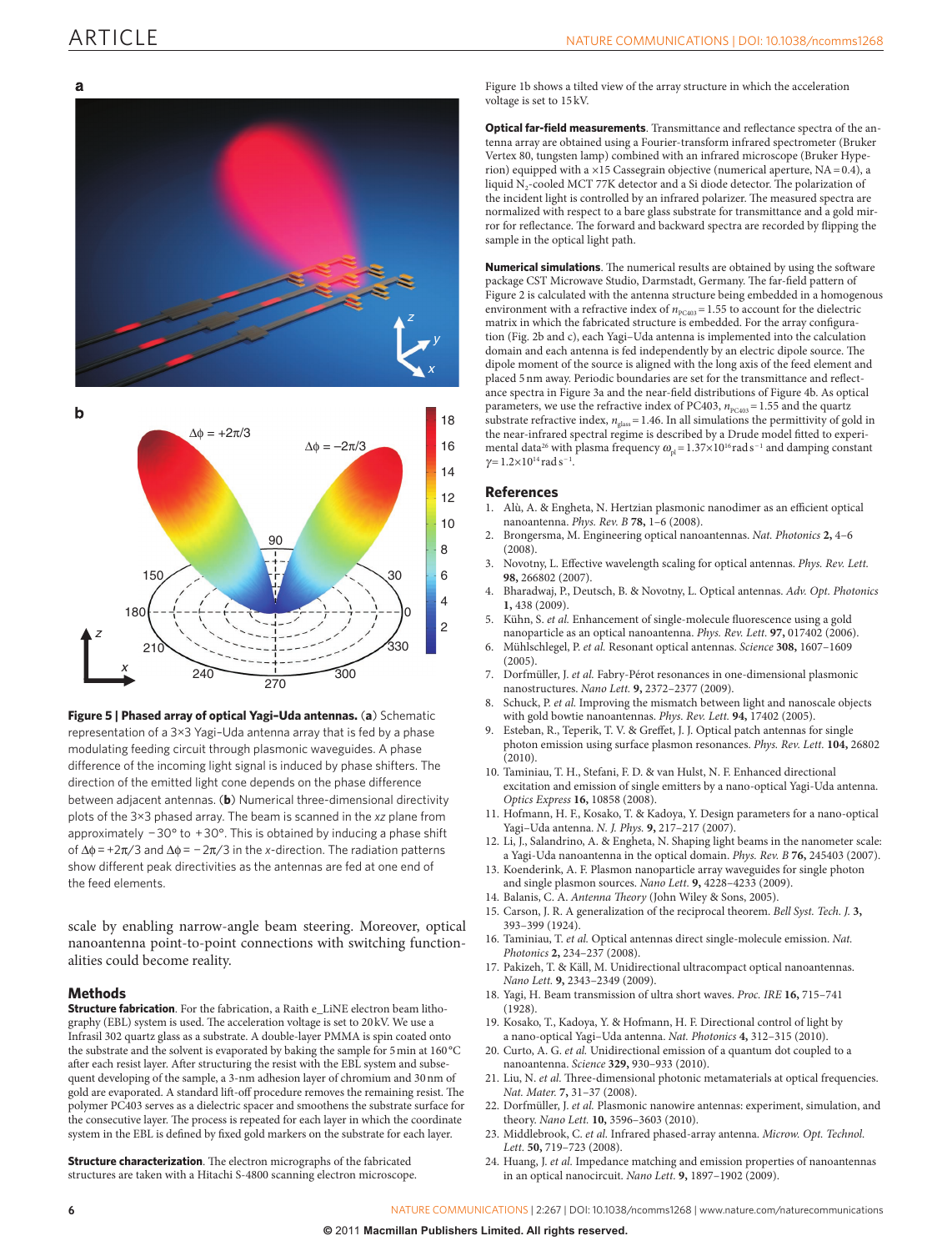**Figure 5 | Phased array of optical Yagi–Uda antennas.** (**a**) Schematic representation of a 3×3 Yagi–Uda antenna array that is fed by a phase modulating feeding circuit through plasmonic waveguides. A phase difference of the incoming light signal is induced by phase shifters. The direction of the emitted light cone depends on the phase difference between adjacent antennas. (**b**) Numerical three-dimensional directivity plots of the 3×3 phased array. The beam is scanned in the *xz* plane from approximately −30° to +30°. This is obtained by inducing a phase shift of $\Delta\phi = +2\pi/3$ and $\Delta\phi = -2\pi/3$ in the *x*-direction. The radiation patterns show different peak directivities as the antennas are fed at one end of the feed elements.

scale by enabling narrow-angle beam steering. Moreover, optical nanoantenna point-to-point connections with switching functionalities could become reality.

## Methods

**Structure fabrication**. For the fabrication, a Raith e_LiNE electron beam lithography (EBL) system is used. The acceleration voltage is set to 20 kV. We use a Infrasil 302 quartz glass as a substrate. A double-layer PMMA is spin coated onto the substrate and the solvent is evaporated by baking the sample for 5 min at 160 °C after each resist layer. After structuring the resist with the EBL system and subsequent developing of the sample, a 3-nm adhesion layer of chromium and 30 nm of gold are evaporated. A standard lift-off procedure removes the remaining resist. The polymer PC403 serves as a dielectric spacer and smoothens the structure surface for the consecutive layer. The process is repeated for each layer in which the coordinate system in the EBL is defined by fixed gold markers on the substrate for each layer.

**Structure characterization**. The electron micrographs of the fabricated structures are taken with a Hitachi S-4800 scanning electron microscope. Figure 1b shows a tilted view of the array structure in which the acceleration voltage is set to 15 kV.

**Optical far-field measurements**. Transmittance and reflectance spectra of the antenna array are obtained using a Fourier-transform infrared spectrometer (Bruker Vertex 80, tungsten lamp) combined with an infrared microscope (Bruker Hyperion) equipped with a ×15 Cassegrain objective (numerical aperture, NA = 0.4), a liquid $N_2$-cooled MCT 77K detector and a Si diode detector. The polarization of the incident light is controlled by an infrared polarizer. The measured spectra are normalized with respect to a bare glass substrate for transmittance and a gold mirror for reflectance. The forward and backward spectra are recorded by flipping the sample in the optical light path.

**Numerical simulations**. The numerical results are obtained by using the software package CST Microwave Studio, Darmstadt, Germany. The far-field pattern of Figure 2 is calculated with the antenna structure being embedded in a homogenous environment with a refractive index of $n_{PC403} = 1.55$ to account for the dielectric matrix in which the fabricated structure is embedded. For the array configuration (Fig. 2b and c), each Yagi–Uda antenna is implemented into the calculation domain and each antenna is fed independently by an electric dipole source. The dipole moment of the source is aligned with the long axis of the feed element and placed 5 nm away. Periodic boundaries are set for the transmittance and reflectance spectra in Figure 3a and the near-field distributions of Figure 4b. As optical parameters, we use the refractive index of PC403, $n_{PC403} = 1.55$ and the quartz substrate refractive index, $n_{glass} = 1.46$. In all simulations the permittivity of gold in the near-infrared spectral regime is described by a Drude model fitted to experimental data[26] with plasma frequency $\omega_{pl} = 1.37 \times 10^{16}$ rad s$^{-1}$ and damping constant $\gamma = 1.2 \times 10^{14}$ rad s$^{-1}$.

## References

1. Alù, A. & Engheta, N. Hertzian plasmonic nanodimer as an efficient optical nanoantenna. *Phys. Rev. B* **78,** 1–6 (2008).
2. Brongersma, M. Engineering optical nanoantennas. *Nat. Photonics* **2,** 4–6 (2008).
3. Novotny, L. Effective wavelength scaling for optical antennas. *Phys. Rev. Lett.* **98,** 266802 (2007).
4. Bharadwaj, P., Deutsch, B. & Novotny, L. Optical antennas. *Adv. Opt. Photonics* **1,** 438 (2009).
5. Kühn, S. *et al.* Enhancement of single-molecule fluorescence using a gold nanoparticle as an optical nanoantenna. *Phys. Rev. Lett.* **97,** 017402 (2006).
6. Mühlschlegel, P. *et al.* Resonant optical antennas. *Science* **308,** 1607–1609 (2005).
7. Dorfmüller, J. *et al.* Fabry-Pérot resonances in one-dimensional plasmonic nanostructures. *Nano Lett.* **9,** 2372–2377 (2009).
8. Schuck, P. *et al.* Improving the mismatch between light and nanoscale objects with gold bowtie nanoantennas. *Phys. Rev. Lett.* **94,** 17402 (2005).
9. Esteban, R., Teperik, T. V. & Greffet, J. J. Optical patch antennas for single photon emission using surface plasmon resonances. *Phys. Rev. Lett.* **104,** 26802 (2010).
10. Taminiau, T. H., Stefani, F. D. & van Hulst, N. F. Enhanced directional excitation and emission of single emitters by a nano-optical Yagi-Uda antenna. *Optics Express* **16,** 10858 (2008).
11. Hofmann, H. F., Kosako, T. & Kadoya, Y. Design parameters for a nano-optical Yagi–Uda antenna. *N. J. Phys.* **9,** 217–217 (2007).
12. Li, J., Salandrino, A. & Engheta, N. Shaping light beams in the nanometer scale: a Yagi-Uda nanoantenna in the optical domain. *Phys. Rev. B* **76,** 245403 (2007).
13. Koenderink, A. F. Plasmon nanoparticle array waveguides for single photon and single plasmon sources. *Nano Lett.* **9,** 4228–4233 (2009).
14. Balanis, C. A. *Antenna Theory* (John Wiley & Sons, 2005).
15. Carson, J. R. A generalization of the reciprocal theorem. *Bell Syst. Tech. J.* **3,** 393–399 (1924).
16. Taminiau, T. *et al.* Optical antennas direct single-molecule emission. *Nat. Photonics* **2,** 234–237 (2008).
17. Pakizeh, T. & Käll, M. Unidirectional ultracompact optical nanoantennas. *Nano Lett.* **9,** 2343–2349 (2009).
18. Yagi, H. Beam transmission of ultra short waves. *Proc. IRE* **16,** 715–741 (1928).
19. Kosako, T., Kadoya, Y. & Hofmann, H. F. Directional control of light by a nano-optical Yagi–Uda antenna. *Nat. Photonics* **4,** 312–315 (2010).
20. Curto, A. G. *et al.* Unidirectional emission of a quantum dot coupled to a nanoantenna. *Science* **329,** 930–933 (2010).
21. Liu, N. *et al.* Three-dimensional photonic metamaterials at optical frequencies. *Nat. Mater.* **7,** 31–37 (2008).
22. Dorfmüller, J. *et al.* Plasmonic nanowire antennas: experiment, simulation, and theory. *Nano Lett.* **10,** 3596–3603 (2010).
23. Middlebrook, C. *et al.* Infrared phased-array antenna. *Microw. Opt. Technol. Lett.* **50,** 719–723 (2008).
24. Huang, J. *et al.* Impedance matching and emission properties of nanoantennas in an optical nanocircuit. *Nano Lett.* **9,** 1897–1902 (2009).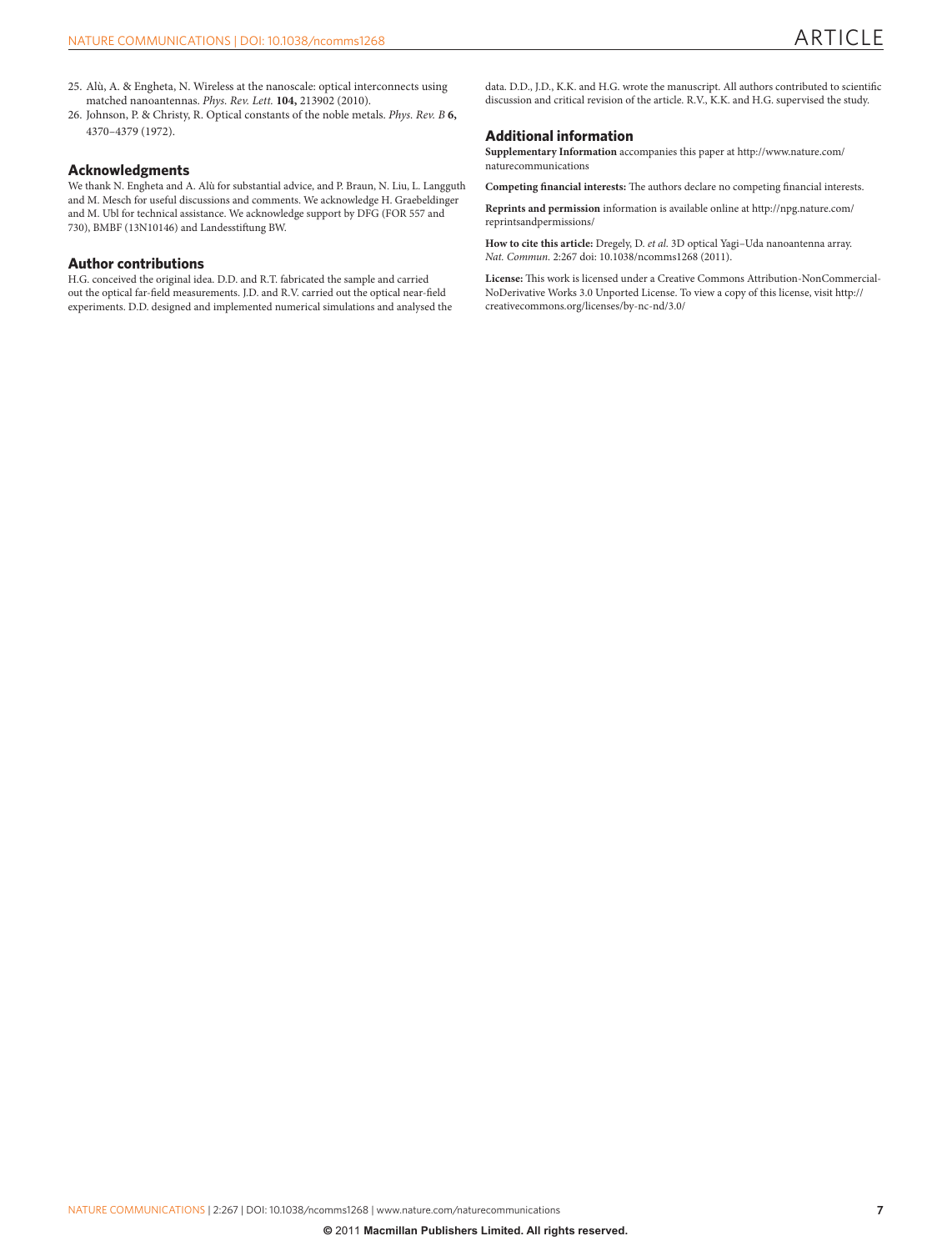25. Alù, A. & Engheta, N. Wireless at the nanoscale: optical interconnects using matched nanoantennas. *Phys. Rev. Lett.* **104,** 213902 (2010).
26. Johnson, P. & Christy, R. Optical constants of the noble metals. *Phys. Rev. B* **6,** 4370–4379 (1972).

## Acknowledgments

We thank N. Engheta and A. Alù for substantial advice, and P. Braun, N. Liu, L. Langguth and M. Mesch for useful discussions and comments. We acknowledge H. Graebeldinger and M. Ubl for technical assistance. We acknowledge support by DFG (FOR 557 and 730), BMBF (13N10146) and Landesstiftung BW.

## Author contributions

H.G. conceived the original idea. D.D. and R.T. fabricated the sample and carried out the optical far-field measurements. J.D. and R.V. carried out the optical near-field experiments. D.D. designed and implemented numerical simulations and analysed the data. D.D., J.D., K.K. and H.G. wrote the manuscript. All authors contributed to scientific discussion and critical revision of the article. R.V., K.K. and H.G. supervised the study.

## Additional information

**Supplementary Information** accompanies this paper at http://www.nature.com/naturecommunications

**Competing financial interests:** The authors declare no competing financial interests.

**Reprints and permission** information is available online at http://npg.nature.com/reprintsandpermissions/

**How to cite this article:** Dregely, D. *et al.* 3D optical Yagi–Uda nanoantenna array. *Nat. Commun.* 2:267 doi: 10.1038/ncomms1268 (2011).

**License:** This work is licensed under a Creative Commons Attribution-NonCommercial-NoDerivative Works 3.0 Unported License. To view a copy of this license, visit http://creativecommons.org/licenses/by-nc-nd/3.0/